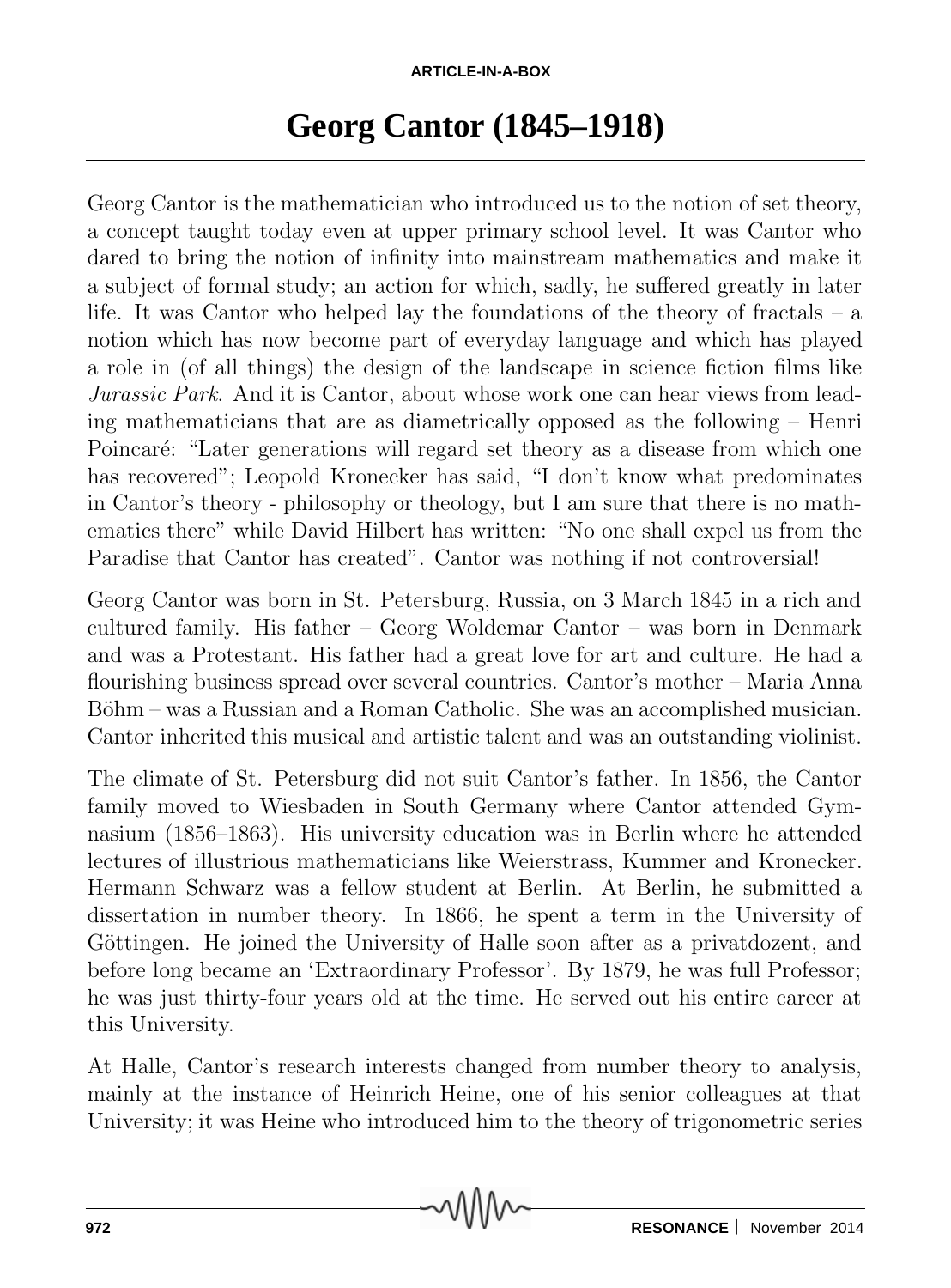# Georg Cantor (1845–1918)

Georg Cantor is the mathematician who introduced us to the notion of set theory, a concept taught today even at upper primary school level. It was Cantor who dared to bring the notion of infinity into mainstream mathematics and make it a subject of formal study; an action for which, sadly, he suffered greatly in later life. It was Cantor who helped lay the foundations of the theory of fractals – a notion which has now become part of everyday language and which has played a role in (of all things) the design of the landscape in science fiction films like *Jurassic Park*. And it is Cantor, about whose work one can hear views from leading mathematicians that are as diametrically opposed as the following – Henri Poincaré: "Later generations will regard set theory as a disease from which one has recovered"; Leopold Kronecker has said, "I don't know what predominates in Cantor's theory - philosophy or theology, but I am sure that there is no mathematics there" while David Hilbert has written: "No one shall expel us from the Paradise that Cantor has created". Cantor was nothing if not controversial!

Georg Cantor was born in St. Petersburg, Russia, on 3 March 1845 in a rich and cultured family. His father – Georg Woldemar Cantor – was born in Denmark and was a Protestant. His father had a great love for art and culture. He had a flourishing business spread over several countries. Cantor's mother – Maria Anna Böhm – was a Russian and a Roman Catholic. She was an accomplished musician. Cantor inherited this musical and artistic talent and was an outstanding violinist.

The climate of St. Petersburg did not suit Cantor's father. In 1856, the Cantor family moved to Wiesbaden in South Germany where Cantor attended Gymnasium (1856–1863). His university education was in Berlin where he attended lectures of illustrious mathematicians like Weierstrass, Kummer and Kronecker. Hermann Schwarz was a fellow student at Berlin. At Berlin, he submitted a dissertation in number theory. In 1866, he spent a term in the University of Göttingen. He joined the University of Halle soon after as a privatdozent, and before long became an 'Extraordinary Professor'. By 1879, he was full Professor; he was just thirty-four years old at the time. He served out his entire career at this University.

At Halle, Cantor's research interests changed from number theory to analysis, mainly at the instance of Heinrich Heine, one of his senior colleagues at that University; it was Heine who introduced him to the theory of trigonometric series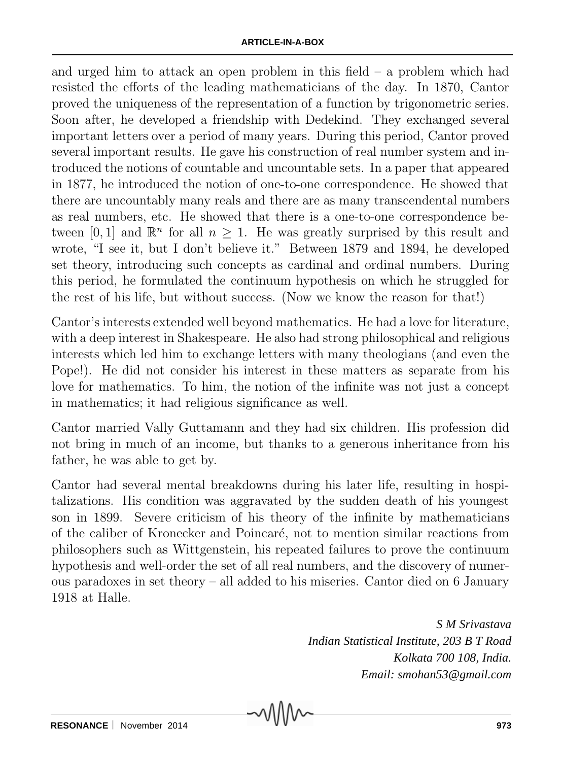and urged him to attack an open problem in this field – a problem which had resisted the efforts of the leading mathematicians of the day. In 1870, Cantor proved the uniqueness of the representation of a function by trigonometric series. Soon after, he developed a friendship with Dedekind. They exchanged several important letters over a period of many years. During this period, Cantor proved several important results. He gave his construction of real number system and introduced the notions of countable and uncountable sets. In a paper that appeared in 1877, he introduced the notion of one-to-one correspondence. He showed that there are uncountably many reals and there are as many transcendental numbers as real numbers, etc. He showed that there is a one-to-one correspondence between $[0, 1]$ and $\mathbb{R}^n$ for all $n \geq 1$. He was greatly surprised by this result and wrote, "I see it, but I don't believe it." Between 1879 and 1894, he developed set theory, introducing such concepts as cardinal and ordinal numbers. During this period, he formulated the continuum hypothesis on which he struggled for the rest of his life, but without success. (Now we know the reason for that!)

Cantor's interests extended well beyond mathematics. He had a love for literature, with a deep interest in Shakespeare. He also had strong philosophical and religious interests which led him to exchange letters with many theologians (and even the Pope!). He did not consider his interest in these matters as separate from his love for mathematics. To him, the notion of the infinite was not just a concept in mathematics; it had religious significance as well.

Cantor married Vally Guttamann and they had six children. His profession did not bring in much of an income, but thanks to a generous inheritance from his father, he was able to get by.

Cantor had several mental breakdowns during his later life, resulting in hospitalizations. His condition was aggravated by the sudden death of his youngest son in 1899. Severe criticism of his theory of the infinite by mathematicians of the caliber of Kronecker and Poincaré, not to mention similar reactions from philosophers such as Wittgenstein, his repeated failures to prove the continuum hypothesis and well-order the set of all real numbers, and the discovery of numerous paradoxes in set theory – all added to his miseries. Cantor died on 6 January 1918 at Halle.

*S M Srivastava*
*Indian Statistical Institute, 203 B T Road*
*Kolkata 700 108, India.*
*Email: smohan53@gmail.com*